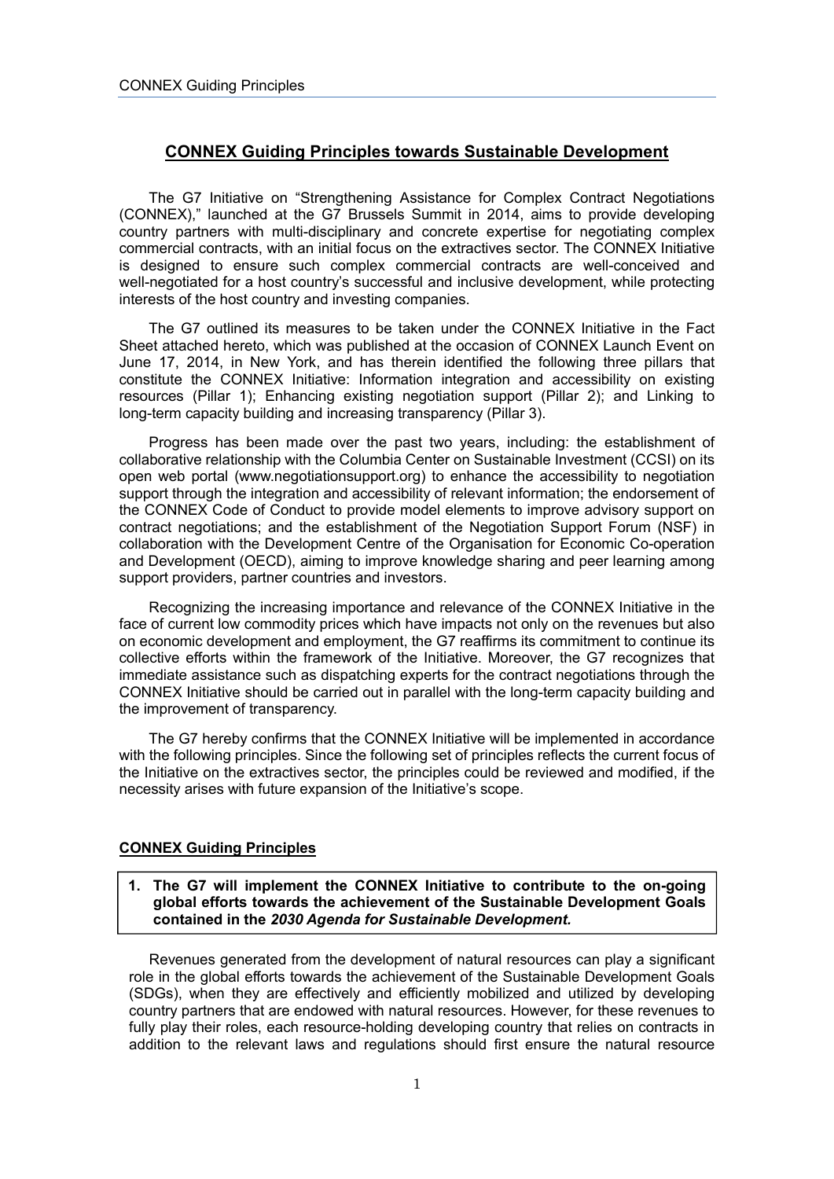## CONNEX Guiding Principles towards Sustainable Development

The G7 Initiative on "Strengthening Assistance for Complex Contract Negotiations (CONNEX)," launched at the G7 Brussels Summit in 2014, aims to provide developing country partners with multi-disciplinary and concrete expertise for negotiating complex commercial contracts, with an initial focus on the extractives sector. The CONNEX Initiative is designed to ensure such complex commercial contracts are well-conceived and well-negotiated for a host country's successful and inclusive development, while protecting interests of the host country and investing companies.

The G7 outlined its measures to be taken under the CONNEX Initiative in the Fact Sheet attached hereto, which was published at the occasion of CONNEX Launch Event on June 17, 2014, in New York, and has therein identified the following three pillars that constitute the CONNEX Initiative: Information integration and accessibility on existing resources (Pillar 1); Enhancing existing negotiation support (Pillar 2); and Linking to long-term capacity building and increasing transparency (Pillar 3).

Progress has been made over the past two years, including: the establishment of collaborative relationship with the Columbia Center on Sustainable Investment (CCSI) on its open web portal (www.negotiationsupport.org) to enhance the accessibility to negotiation support through the integration and accessibility of relevant information; the endorsement of the CONNEX Code of Conduct to provide model elements to improve advisory support on contract negotiations; and the establishment of the Negotiation Support Forum (NSF) in collaboration with the Development Centre of the Organisation for Economic Co-operation and Development (OECD), aiming to improve knowledge sharing and peer learning among support providers, partner countries and investors.

Recognizing the increasing importance and relevance of the CONNEX Initiative in the face of current low commodity prices which have impacts not only on the revenues but also on economic development and employment, the G7 reaffirms its commitment to continue its collective efforts within the framework of the Initiative. Moreover, the G7 recognizes that immediate assistance such as dispatching experts for the contract negotiations through the CONNEX Initiative should be carried out in parallel with the long-term capacity building and the improvement of transparency.

The G7 hereby confirms that the CONNEX Initiative will be implemented in accordance with the following principles. Since the following set of principles reflects the current focus of the Initiative on the extractives sector, the principles could be reviewed and modified, if the necessity arises with future expansion of the Initiative's scope.

### CONNEX Guiding Principles

**1. The G7 will implement the CONNEX Initiative to contribute to the on-going global efforts towards the achievement of the Sustainable Development Goals contained in the *2030 Agenda for Sustainable Development.***

Revenues generated from the development of natural resources can play a significant role in the global efforts towards the achievement of the Sustainable Development Goals (SDGs), when they are effectively and efficiently mobilized and utilized by developing country partners that are endowed with natural resources. However, for these revenues to fully play their roles, each resource-holding developing country that relies on contracts in addition to the relevant laws and regulations should first ensure the natural resource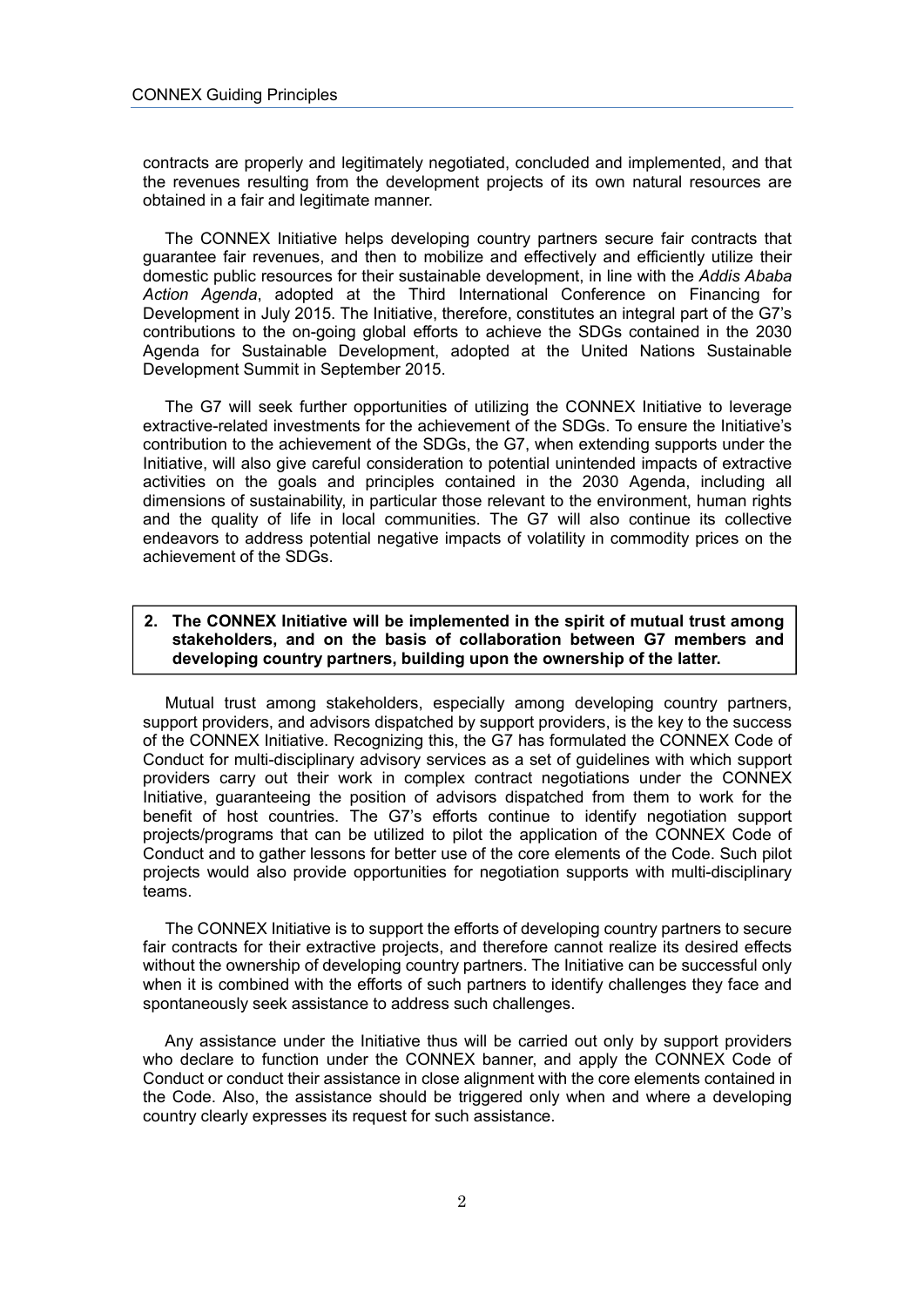contracts are properly and legitimately negotiated, concluded and implemented, and that the revenues resulting from the development projects of its own natural resources are obtained in a fair and legitimate manner.

The CONNEX Initiative helps developing country partners secure fair contracts that guarantee fair revenues, and then to mobilize and effectively and efficiently utilize their domestic public resources for their sustainable development, in line with the *Addis Ababa Action Agenda*, adopted at the Third International Conference on Financing for Development in July 2015. The Initiative, therefore, constitutes an integral part of the G7's contributions to the on-going global efforts to achieve the SDGs contained in the 2030 Agenda for Sustainable Development, adopted at the United Nations Sustainable Development Summit in September 2015.

The G7 will seek further opportunities of utilizing the CONNEX Initiative to leverage extractive-related investments for the achievement of the SDGs. To ensure the Initiative's contribution to the achievement of the SDGs, the G7, when extending supports under the Initiative, will also give careful consideration to potential unintended impacts of extractive activities on the goals and principles contained in the 2030 Agenda, including all dimensions of sustainability, in particular those relevant to the environment, human rights and the quality of life in local communities. The G7 will also continue its collective endeavors to address potential negative impacts of volatility in commodity prices on the achievement of the SDGs.

## 2. The CONNEX Initiative will be implemented in the spirit of mutual trust among stakeholders, and on the basis of collaboration between G7 members and developing country partners, building upon the ownership of the latter.

Mutual trust among stakeholders, especially among developing country partners, support providers, and advisors dispatched by support providers, is the key to the success of the CONNEX Initiative. Recognizing this, the G7 has formulated the CONNEX Code of Conduct for multi-disciplinary advisory services as a set of guidelines with which support providers carry out their work in complex contract negotiations under the CONNEX Initiative, guaranteeing the position of advisors dispatched from them to work for the benefit of host countries. The G7's efforts continue to identify negotiation support projects/programs that can be utilized to pilot the application of the CONNEX Code of Conduct and to gather lessons for better use of the core elements of the Code. Such pilot projects would also provide opportunities for negotiation supports with multi-disciplinary teams.

The CONNEX Initiative is to support the efforts of developing country partners to secure fair contracts for their extractive projects, and therefore cannot realize its desired effects without the ownership of developing country partners. The Initiative can be successful only when it is combined with the efforts of such partners to identify challenges they face and spontaneously seek assistance to address such challenges.

Any assistance under the Initiative thus will be carried out only by support providers who declare to function under the CONNEX banner, and apply the CONNEX Code of Conduct or conduct their assistance in close alignment with the core elements contained in the Code. Also, the assistance should be triggered only when and where a developing country clearly expresses its request for such assistance.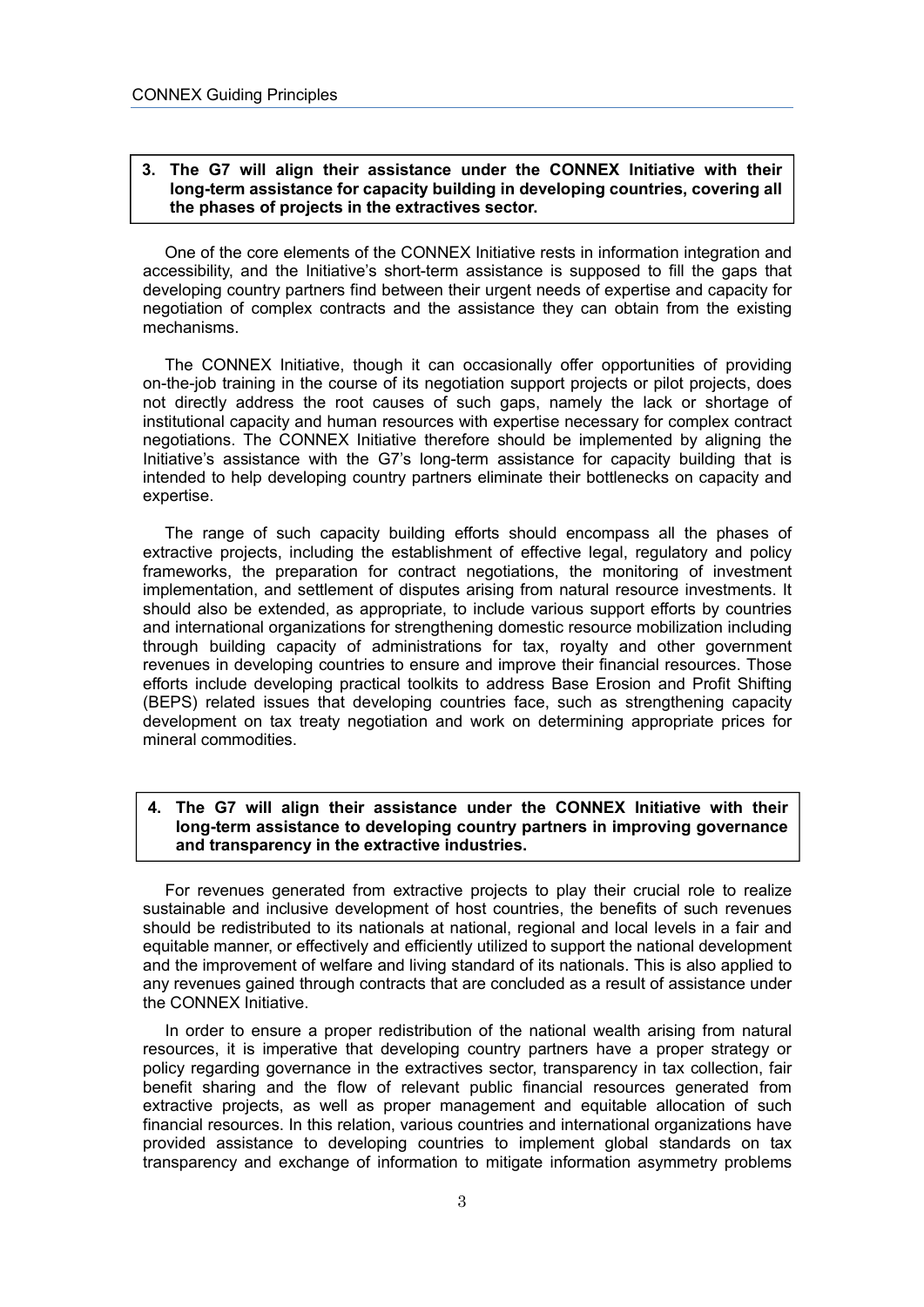**3. The G7 will align their assistance under the CONNEX Initiative with their long-term assistance for capacity building in developing countries, covering all the phases of projects in the extractives sector.**

One of the core elements of the CONNEX Initiative rests in information integration and accessibility, and the Initiative's short-term assistance is supposed to fill the gaps that developing country partners find between their urgent needs of expertise and capacity for negotiation of complex contracts and the assistance they can obtain from the existing mechanisms.

The CONNEX Initiative, though it can occasionally offer opportunities of providing on-the-job training in the course of its negotiation support projects or pilot projects, does not directly address the root causes of such gaps, namely the lack or shortage of institutional capacity and human resources with expertise necessary for complex contract negotiations. The CONNEX Initiative therefore should be implemented by aligning the Initiative's assistance with the G7's long-term assistance for capacity building that is intended to help developing country partners eliminate their bottlenecks on capacity and expertise.

The range of such capacity building efforts should encompass all the phases of extractive projects, including the establishment of effective legal, regulatory and policy frameworks, the preparation for contract negotiations, the monitoring of investment implementation, and settlement of disputes arising from natural resource investments. It should also be extended, as appropriate, to include various support efforts by countries and international organizations for strengthening domestic resource mobilization including through building capacity of administrations for tax, royalty and other government revenues in developing countries to ensure and improve their financial resources. Those efforts include developing practical toolkits to address Base Erosion and Profit Shifting (BEPS) related issues that developing countries face, such as strengthening capacity development on tax treaty negotiation and work on determining appropriate prices for mineral commodities.

**4. The G7 will align their assistance under the CONNEX Initiative with their long-term assistance to developing country partners in improving governance and transparency in the extractive industries.**

For revenues generated from extractive projects to play their crucial role to realize sustainable and inclusive development of host countries, the benefits of such revenues should be redistributed to its nationals at national, regional and local levels in a fair and equitable manner, or effectively and efficiently utilized to support the national development and the improvement of welfare and living standard of its nationals. This is also applied to any revenues gained through contracts that are concluded as a result of assistance under the CONNEX Initiative.

In order to ensure a proper redistribution of the national wealth arising from natural resources, it is imperative that developing country partners have a proper strategy or policy regarding governance in the extractives sector, transparency in tax collection, fair benefit sharing and the flow of relevant public financial resources generated from extractive projects, as well as proper management and equitable allocation of such financial resources. In this relation, various countries and international organizations have provided assistance to developing countries to implement global standards on tax transparency and exchange of information to mitigate information asymmetry problems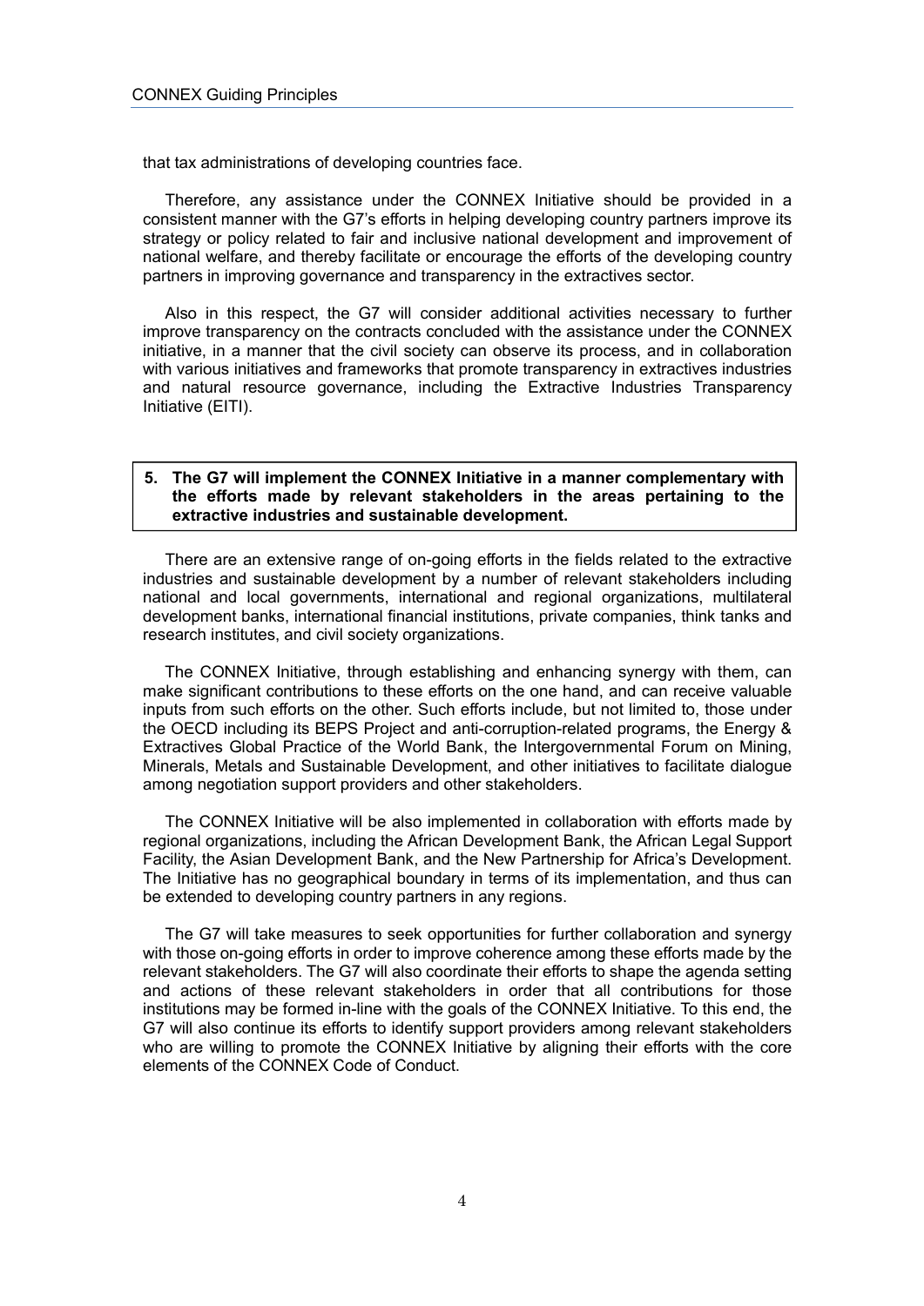that tax administrations of developing countries face.

Therefore, any assistance under the CONNEX Initiative should be provided in a consistent manner with the G7's efforts in helping developing country partners improve its strategy or policy related to fair and inclusive national development and improvement of national welfare, and thereby facilitate or encourage the efforts of the developing country partners in improving governance and transparency in the extractives sector.

Also in this respect, the G7 will consider additional activities necessary to further improve transparency on the contracts concluded with the assistance under the CONNEX initiative, in a manner that the civil society can observe its process, and in collaboration with various initiatives and frameworks that promote transparency in extractives industries and natural resource governance, including the Extractive Industries Transparency Initiative (EITI).

**5. The G7 will implement the CONNEX Initiative in a manner complementary with the efforts made by relevant stakeholders in the areas pertaining to the extractive industries and sustainable development.**

There are an extensive range of on-going efforts in the fields related to the extractive industries and sustainable development by a number of relevant stakeholders including national and local governments, international and regional organizations, multilateral development banks, international financial institutions, private companies, think tanks and research institutes, and civil society organizations.

The CONNEX Initiative, through establishing and enhancing synergy with them, can make significant contributions to these efforts on the one hand, and can receive valuable inputs from such efforts on the other. Such efforts include, but not limited to, those under the OECD including its BEPS Project and anti-corruption-related programs, the Energy & Extractives Global Practice of the World Bank, the Intergovernmental Forum on Mining, Minerals, Metals and Sustainable Development, and other initiatives to facilitate dialogue among negotiation support providers and other stakeholders.

The CONNEX Initiative will be also implemented in collaboration with efforts made by regional organizations, including the African Development Bank, the African Legal Support Facility, the Asian Development Bank, and the New Partnership for Africa's Development. The Initiative has no geographical boundary in terms of its implementation, and thus can be extended to developing country partners in any regions.

The G7 will take measures to seek opportunities for further collaboration and synergy with those on-going efforts in order to improve coherence among these efforts made by the relevant stakeholders. The G7 will also coordinate their efforts to shape the agenda setting and actions of these relevant stakeholders in order that all contributions for those institutions may be formed in-line with the goals of the CONNEX Initiative. To this end, the G7 will also continue its efforts to identify support providers among relevant stakeholders who are willing to promote the CONNEX Initiative by aligning their efforts with the core elements of the CONNEX Code of Conduct.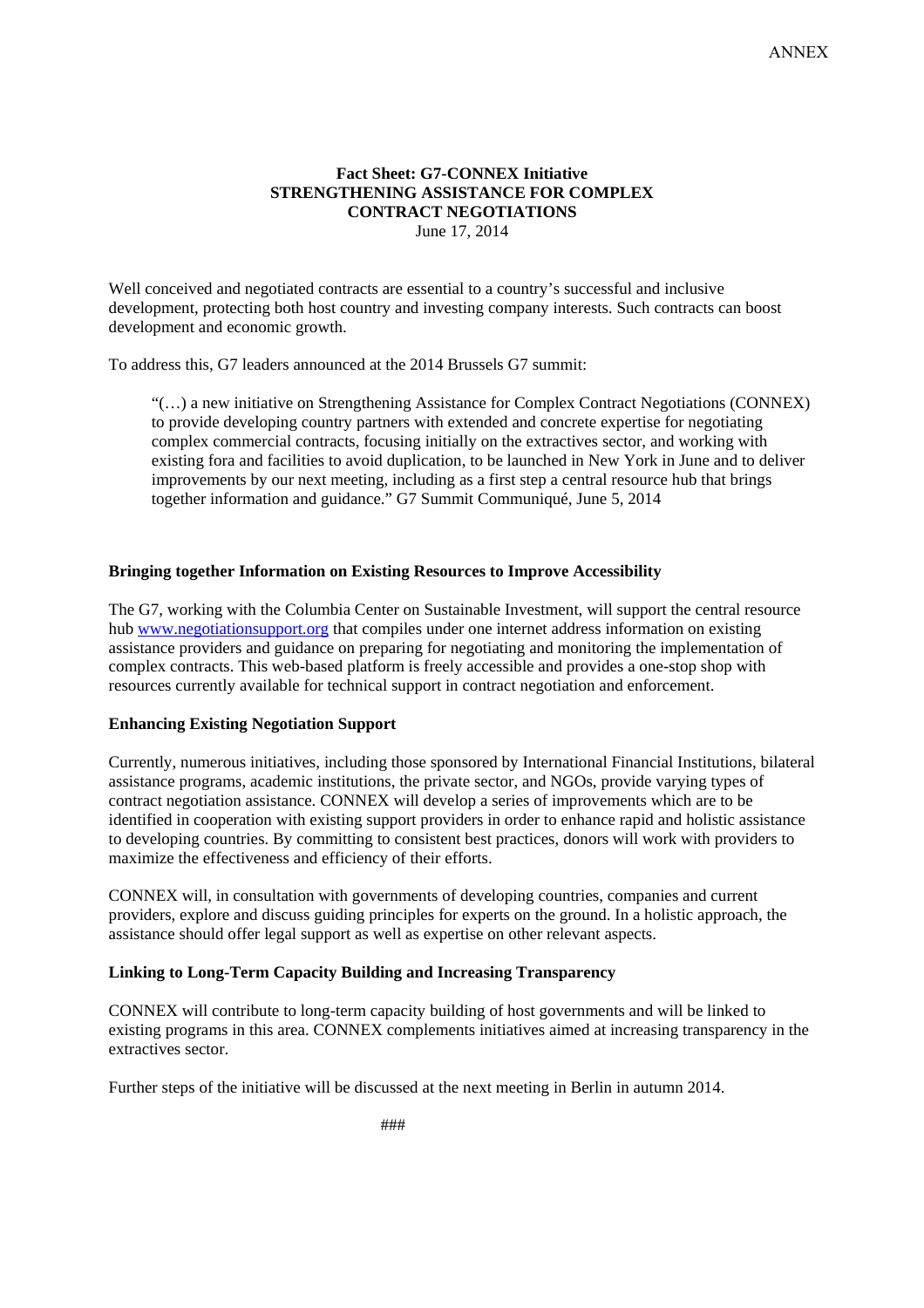ANNEX

**Fact Sheet: G7-CONNEX Initiative**
**STRENGTHENING ASSISTANCE FOR COMPLEX CONTRACT NEGOTIATIONS**
June 17, 2014

Well conceived and negotiated contracts are essential to a country's successful and inclusive development, protecting both host country and investing company interests. Such contracts can boost development and economic growth.

To address this, G7 leaders announced at the 2014 Brussels G7 summit:

> "(…) a new initiative on Strengthening Assistance for Complex Contract Negotiations (CONNEX) to provide developing country partners with extended and concrete expertise for negotiating complex commercial contracts, focusing initially on the extractives sector, and working with existing fora and facilities to avoid duplication, to be launched in New York in June and to deliver improvements by our next meeting, including as a first step a central resource hub that brings together information and guidance." G7 Summit Communiqué, June 5, 2014

**Bringing together Information on Existing Resources to Improve Accessibility**

The G7, working with the Columbia Center on Sustainable Investment, will support the central resource hub www.negotiationsupport.org that compiles under one internet address information on existing assistance providers and guidance on preparing for negotiating and monitoring the implementation of complex contracts. This web-based platform is freely accessible and provides a one-stop shop with resources currently available for technical support in contract negotiation and enforcement.

**Enhancing Existing Negotiation Support**

Currently, numerous initiatives, including those sponsored by International Financial Institutions, bilateral assistance programs, academic institutions, the private sector, and NGOs, provide varying types of contract negotiation assistance. CONNEX will develop a series of improvements which are to be identified in cooperation with existing support providers in order to enhance rapid and holistic assistance to developing countries. By committing to consistent best practices, donors will work with providers to maximize the effectiveness and efficiency of their efforts.

CONNEX will, in consultation with governments of developing countries, companies and current providers, explore and discuss guiding principles for experts on the ground. In a holistic approach, the assistance should offer legal support as well as expertise on other relevant aspects.

**Linking to Long-Term Capacity Building and Increasing Transparency**

CONNEX will contribute to long-term capacity building of host governments and will be linked to existing programs in this area. CONNEX complements initiatives aimed at increasing transparency in the extractives sector.

Further steps of the initiative will be discussed at the next meeting in Berlin in autumn 2014.

###